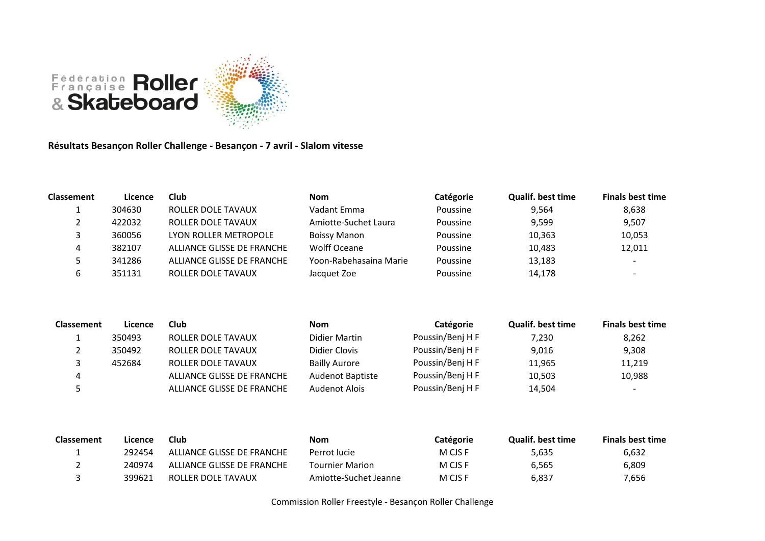Fédération Française Roller & Skateboard

**Résultats Besançon Roller Challenge - Besançon - 7 avril - Slalom vitesse**

| Classement | Licence | Club | Nom | Catégorie | Qualif. best time | Finals best time |
|---|---|---|---|---|---|---|
| 1 | 304630 | ROLLER DOLE TAVAUX | Vadant Emma | Poussine | 9,564 | 8,638 |
| 2 | 422032 | ROLLER DOLE TAVAUX | Amiotte-Suchet Laura | Poussine | 9,599 | 9,507 |
| 3 | 360056 | LYON ROLLER METROPOLE | Boissy Manon | Poussine | 10,363 | 10,053 |
| 4 | 382107 | ALLIANCE GLISSE DE FRANCHE | Wolff Oceane | Poussine | 10,483 | 12,011 |
| 5 | 341286 | ALLIANCE GLISSE DE FRANCHE | Yoon-Rabehasaina Marie | Poussine | 13,183 | - |
| 6 | 351131 | ROLLER DOLE TAVAUX | Jacquet Zoe | Poussine | 14,178 | - |

| Classement | Licence | Club | Nom | Catégorie | Qualif. best time | Finals best time |
|---|---|---|---|---|---|---|
| 1 | 350493 | ROLLER DOLE TAVAUX | Didier Martin | Poussin/Benj H F | 7,230 | 8,262 |
| 2 | 350492 | ROLLER DOLE TAVAUX | Didier Clovis | Poussin/Benj H F | 9,016 | 9,308 |
| 3 | 452684 | ROLLER DOLE TAVAUX | Bailly Aurore | Poussin/Benj H F | 11,965 | 11,219 |
| 4 | | ALLIANCE GLISSE DE FRANCHE | Audenot Baptiste | Poussin/Benj H F | 10,503 | 10,988 |
| 5 | | ALLIANCE GLISSE DE FRANCHE | Audenot Alois | Poussin/Benj H F | 14,504 | - |

| Classement | Licence | Club | Nom | Catégorie | Qualif. best time | Finals best time |
|---|---|---|---|---|---|---|
| 1 | 292454 | ALLIANCE GLISSE DE FRANCHE | Perrot lucie | M CJS F | 5,635 | 6,632 |
| 2 | 240974 | ALLIANCE GLISSE DE FRANCHE | Tournier Marion | M CJS F | 6,565 | 6,809 |
| 3 | 399621 | ROLLER DOLE TAVAUX | Amiotte-Suchet Jeanne | M CJS F | 6,837 | 7,656 |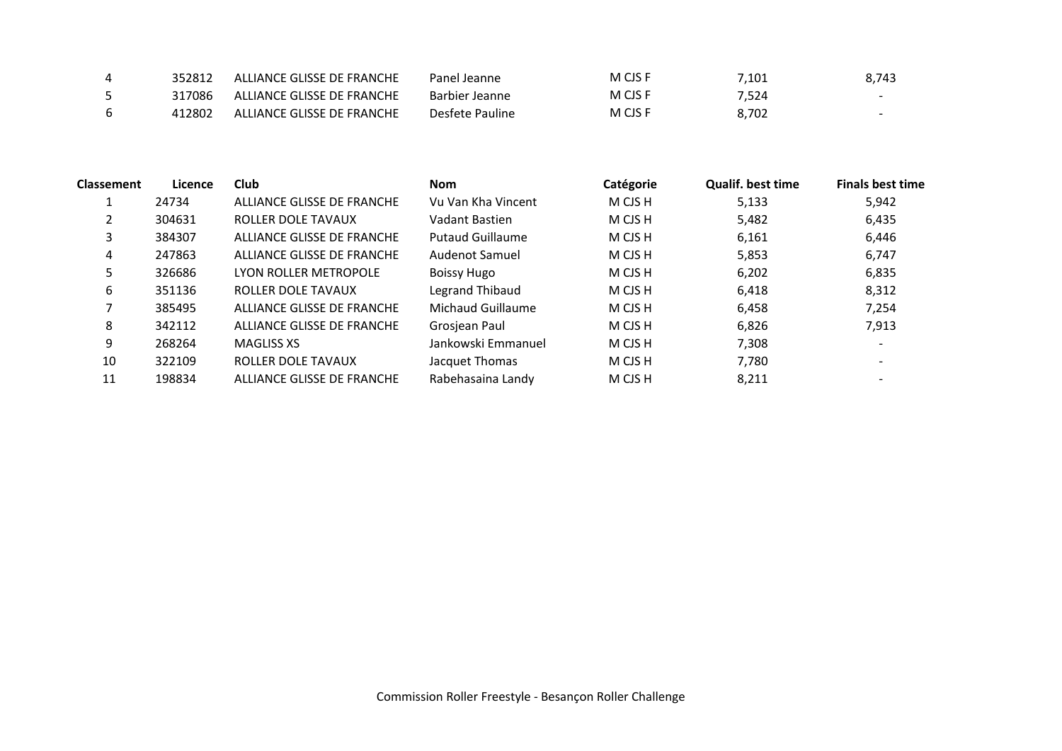| | | | | | | |
|---|---|---|---|---|---|---|
| 4 | 352812 | ALLIANCE GLISSE DE FRANCHE | Panel Jeanne | M CJS F | 7,101 | 8,743 |
| 5 | 317086 | ALLIANCE GLISSE DE FRANCHE | Barbier Jeanne | M CJS F | 7,524 | - |
| 6 | 412802 | ALLIANCE GLISSE DE FRANCHE | Desfete Pauline | M CJS F | 8,702 | - |

| Classement | Licence | Club | Nom | Catégorie | Qualif. best time | Finals best time |
|---|---|---|---|---|---|---|
| 1 | 24734 | ALLIANCE GLISSE DE FRANCHE | Vu Van Kha Vincent | M CJS H | 5,133 | 5,942 |
| 2 | 304631 | ROLLER DOLE TAVAUX | Vadant Bastien | M CJS H | 5,482 | 6,435 |
| 3 | 384307 | ALLIANCE GLISSE DE FRANCHE | Putaud Guillaume | M CJS H | 6,161 | 6,446 |
| 4 | 247863 | ALLIANCE GLISSE DE FRANCHE | Audenot Samuel | M CJS H | 5,853 | 6,747 |
| 5 | 326686 | LYON ROLLER METROPOLE | Boissy Hugo | M CJS H | 6,202 | 6,835 |
| 6 | 351136 | ROLLER DOLE TAVAUX | Legrand Thibaud | M CJS H | 6,418 | 8,312 |
| 7 | 385495 | ALLIANCE GLISSE DE FRANCHE | Michaud Guillaume | M CJS H | 6,458 | 7,254 |
| 8 | 342112 | ALLIANCE GLISSE DE FRANCHE | Grosjean Paul | M CJS H | 6,826 | 7,913 |
| 9 | 268264 | MAGLISS XS | Jankowski Emmanuel | M CJS H | 7,308 | - |
| 10 | 322109 | ROLLER DOLE TAVAUX | Jacquet Thomas | M CJS H | 7,780 | - |
| 11 | 198834 | ALLIANCE GLISSE DE FRANCHE | Rabehasaina Landy | M CJS H | 8,211 | - |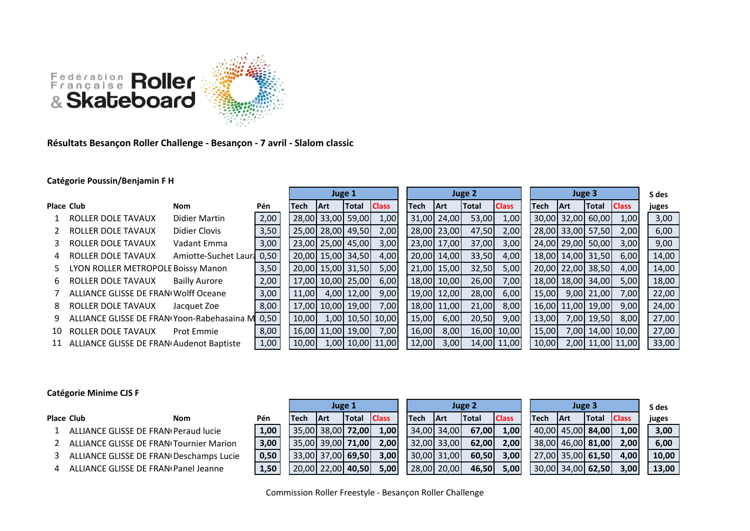Fédération Française Roller & Skateboard

**Résultats Besançon Roller Challenge - Besançon - 7 avril - Slalom classic**

**Catégorie Poussin/Benjamin F H**

| Place | Club | Nom | Pén | Juge 1 | | | | Juge 2 | | | | Juge 3 | | | | S des juges |
|---|---|---|---|---|---|---|---|---|---|---|---|---|---|---|---|---|
| | | | | Tech | Art | Total | Class | Tech | Art | Total | Class | Tech | Art | Total | Class | |
| 1 | ROLLER DOLE TAVAUX | Didier Martin | 2,00 | 28,00 | 33,00 | 59,00 | 1,00 | 31,00 | 24,00 | 53,00 | 1,00 | 30,00 | 32,00 | 60,00 | 1,00 | 3,00 |
| 2 | ROLLER DOLE TAVAUX | Didier Clovis | 3,50 | 25,00 | 28,00 | 49,50 | 2,00 | 28,00 | 23,00 | 47,50 | 2,00 | 28,00 | 33,00 | 57,50 | 2,00 | 6,00 |
| 3 | ROLLER DOLE TAVAUX | Vadant Emma | 3,00 | 23,00 | 25,00 | 45,00 | 3,00 | 23,00 | 17,00 | 37,00 | 3,00 | 24,00 | 29,00 | 50,00 | 3,00 | 9,00 |
| 4 | ROLLER DOLE TAVAUX | Amiotte-Suchet Laura | 0,50 | 20,00 | 15,00 | 34,50 | 4,00 | 20,00 | 14,00 | 33,50 | 4,00 | 18,00 | 14,00 | 31,50 | 6,00 | 14,00 |
| 5 | LYON ROLLER METROPOLE | Boissy Manon | 3,50 | 20,00 | 15,00 | 31,50 | 5,00 | 21,00 | 15,00 | 32,50 | 5,00 | 20,00 | 22,00 | 38,50 | 4,00 | 14,00 |
| 6 | ROLLER DOLE TAVAUX | Bailly Aurore | 2,00 | 17,00 | 10,00 | 25,00 | 6,00 | 18,00 | 10,00 | 26,00 | 7,00 | 18,00 | 18,00 | 34,00 | 5,00 | 18,00 |
| 7 | ALLIANCE GLISSE DE FRANCE | Wolff Oceane | 3,00 | 11,00 | 4,00 | 12,00 | 9,00 | 19,00 | 12,00 | 28,00 | 6,00 | 15,00 | 9,00 | 21,00 | 7,00 | 22,00 |
| 8 | ROLLER DOLE TAVAUX | Jacquet Zoe | 8,00 | 17,00 | 10,00 | 19,00 | 7,00 | 18,00 | 11,00 | 21,00 | 8,00 | 16,00 | 11,00 | 19,00 | 9,00 | 24,00 |
| 9 | ALLIANCE GLISSE DE FRANCE | Yoon-Rabehasaina M | 0,50 | 10,00 | 1,00 | 10,50 | 10,00 | 15,00 | 6,00 | 20,50 | 9,00 | 13,00 | 7,00 | 19,50 | 8,00 | 27,00 |
| 10 | ROLLER DOLE TAVAUX | Prot Emmie | 8,00 | 16,00 | 11,00 | 19,00 | 7,00 | 16,00 | 8,00 | 16,00 | 10,00 | 15,00 | 7,00 | 14,00 | 10,00 | 27,00 |
| 11 | ALLIANCE GLISSE DE FRANCE | Audenot Baptiste | 1,00 | 10,00 | 1,00 | 10,00 | 11,00 | 12,00 | 3,00 | 14,00 | 11,00 | 10,00 | 2,00 | 11,00 | 11,00 | 33,00 |

**Catégorie Minime CJS F**

| Place | Club | Nom | Pén | Juge 1 | | | | Juge 2 | | | | Juge 3 | | | | S des juges |
|---|---|---|---|---|---|---|---|---|---|---|---|---|---|---|---|---|
| | | | | Tech | Art | Total | Class | Tech | Art | Total | Class | Tech | Art | Total | Class | |
| 1 | ALLIANCE GLISSE DE FRANCE | Peraud lucie | **1,00** | 35,00 | 38,00 | **72,00** | **1,00** | 34,00 | 34,00 | **67,00** | **1,00** | 40,00 | 45,00 | **84,00** | **1,00** | **3,00** |
| 2 | ALLIANCE GLISSE DE FRANCE | Tournier Marion | **3,00** | 35,00 | 39,00 | **71,00** | **2,00** | 32,00 | 33,00 | **62,00** | **2,00** | 38,00 | 46,00 | **81,00** | **2,00** | **6,00** |
| 3 | ALLIANCE GLISSE DE FRANCE | Deschamps Lucie | **0,50** | 33,00 | 37,00 | **69,50** | **3,00** | 30,00 | 31,00 | **60,50** | **3,00** | 27,00 | 35,00 | **61,50** | **4,00** | **10,00** |
| 4 | ALLIANCE GLISSE DE FRANCE | Panel Jeanne | **1,50** | 20,00 | 22,00 | **40,50** | **5,00** | 28,00 | 20,00 | **46,50** | **5,00** | 30,00 | 34,00 | **62,50** | **3,00** | **13,00** |

Commission Roller Freestyle - Besançon Roller Challenge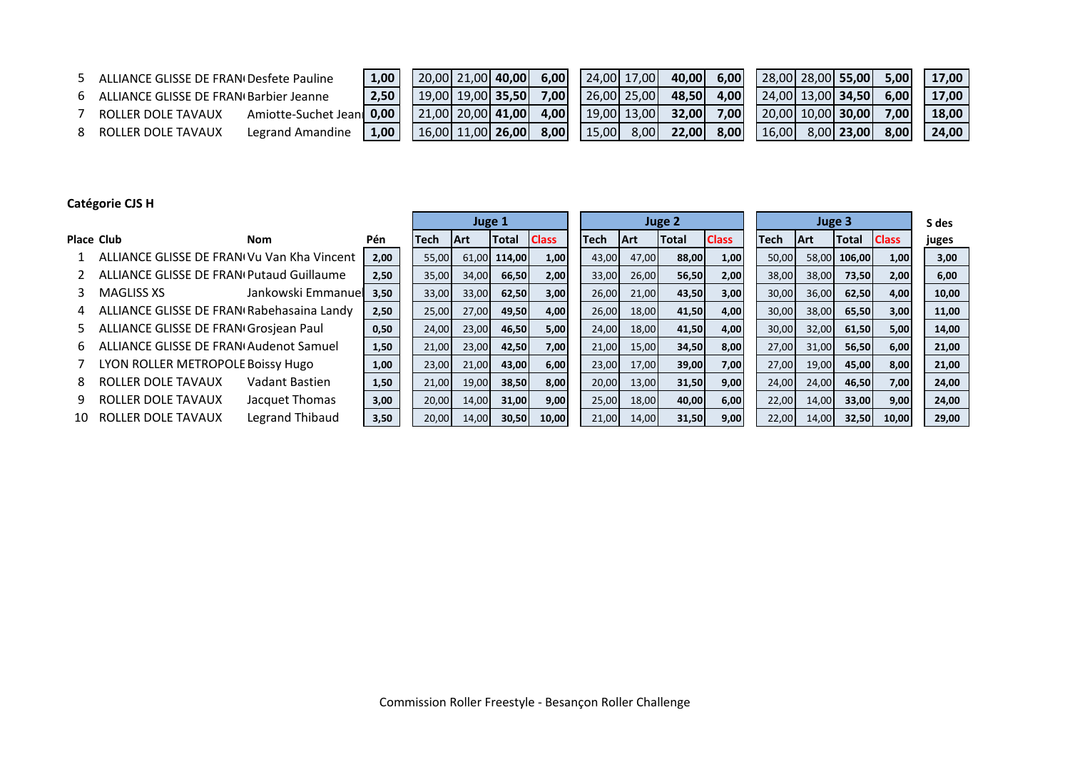| Place | Club | Nom | Pén | Tech | Art | Total | Class | Tech | Art | Total | Class | Tech | Art | Total | Class | S des juges |
|---|---|---|---|---|---|---|---|---|---|---|---|---|---|---|---|---|
| 5 | ALLIANCE GLISSE DE FRAN( | Desfete Pauline | 1,00 | 20,00 | 21,00 | 40,00 | 6,00 | 24,00 | 17,00 | 40,00 | 6,00 | 28,00 | 28,00 | 55,00 | 5,00 | 17,00 |
| 6 | ALLIANCE GLISSE DE FRAN( | Barbier Jeanne | 2,50 | 19,00 | 19,00 | 35,50 | 7,00 | 26,00 | 25,00 | 48,50 | 4,00 | 24,00 | 13,00 | 34,50 | 6,00 | 17,00 |
| 7 | ROLLER DOLE TAVAUX | Amiotte-Suchet Jean | 0,00 | 21,00 | 20,00 | 41,00 | 4,00 | 19,00 | 13,00 | 32,00 | 7,00 | 20,00 | 10,00 | 30,00 | 7,00 | 18,00 |
| 8 | ROLLER DOLE TAVAUX | Legrand Amandine | 1,00 | 16,00 | 11,00 | 26,00 | 8,00 | 15,00 | 8,00 | 22,00 | 8,00 | 16,00 | 8,00 | 23,00 | 8,00 | 24,00 |

**Catégorie CJS H**

| | | | | Juge 1 | | | | Juge 2 | | | | Juge 3 | | | | S des |
|---|---|---|---|---|---|---|---|---|---|---|---|---|---|---|---|---|
| Place | Club | Nom | Pén | Tech | Art | Total | Class | Tech | Art | Total | Class | Tech | Art | Total | Class | juges |
| 1 | ALLIANCE GLISSE DE FRAN( | Vu Van Kha Vincent | 2,00 | 55,00 | 61,00 | 114,00 | 1,00 | 43,00 | 47,00 | 88,00 | 1,00 | 50,00 | 58,00 | 106,00 | 1,00 | 3,00 |
| 2 | ALLIANCE GLISSE DE FRAN( | Putaud Guillaume | 2,50 | 35,00 | 34,00 | 66,50 | 2,00 | 33,00 | 26,00 | 56,50 | 2,00 | 38,00 | 38,00 | 73,50 | 2,00 | 6,00 |
| 3 | MAGLISS XS | Jankowski Emmanuel | 3,50 | 33,00 | 33,00 | 62,50 | 3,00 | 26,00 | 21,00 | 43,50 | 3,00 | 30,00 | 36,00 | 62,50 | 4,00 | 10,00 |
| 4 | ALLIANCE GLISSE DE FRAN( | Rabehasaina Landy | 2,50 | 25,00 | 27,00 | 49,50 | 4,00 | 26,00 | 18,00 | 41,50 | 4,00 | 30,00 | 38,00 | 65,50 | 3,00 | 11,00 |
| 5 | ALLIANCE GLISSE DE FRAN( | Grosjean Paul | 0,50 | 24,00 | 23,00 | 46,50 | 5,00 | 24,00 | 18,00 | 41,50 | 4,00 | 30,00 | 32,00 | 61,50 | 5,00 | 14,00 |
| 6 | ALLIANCE GLISSE DE FRAN( | Audenot Samuel | 1,50 | 21,00 | 23,00 | 42,50 | 7,00 | 21,00 | 15,00 | 34,50 | 8,00 | 27,00 | 31,00 | 56,50 | 6,00 | 21,00 |
| 7 | LYON ROLLER METROPOLE | Boissy Hugo | 1,00 | 23,00 | 21,00 | 43,00 | 6,00 | 23,00 | 17,00 | 39,00 | 7,00 | 27,00 | 19,00 | 45,00 | 8,00 | 21,00 |
| 8 | ROLLER DOLE TAVAUX | Vadant Bastien | 1,50 | 21,00 | 19,00 | 38,50 | 8,00 | 20,00 | 13,00 | 31,50 | 9,00 | 24,00 | 24,00 | 46,50 | 7,00 | 24,00 |
| 9 | ROLLER DOLE TAVAUX | Jacquet Thomas | 3,00 | 20,00 | 14,00 | 31,00 | 9,00 | 25,00 | 18,00 | 40,00 | 6,00 | 22,00 | 14,00 | 33,00 | 9,00 | 24,00 |
| 10 | ROLLER DOLE TAVAUX | Legrand Thibaud | 3,50 | 20,00 | 14,00 | 30,50 | 10,00 | 21,00 | 14,00 | 31,50 | 9,00 | 22,00 | 14,00 | 32,50 | 10,00 | 29,00 |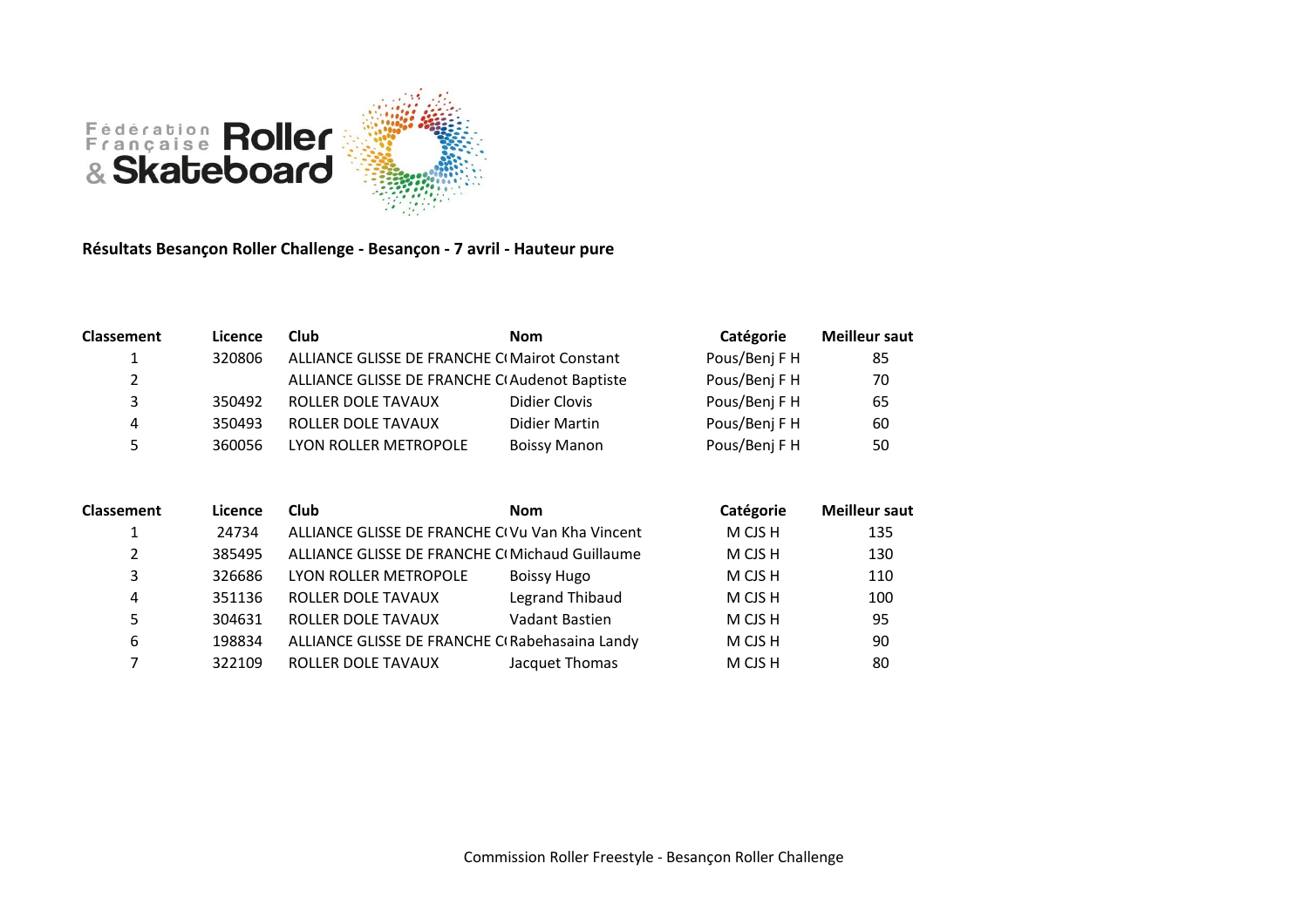**Résultats Besançon Roller Challenge - Besançon - 7 avril - Hauteur pure**

| Classement | Licence | Club | Nom | Catégorie | Meilleur saut |
|---|---|---|---|---|---|
| 1 | 320806 | ALLIANCE GLISSE DE FRANCHE C( | Mairot Constant | Pous/Benj F H | 85 |
| 2 | | ALLIANCE GLISSE DE FRANCHE C( | Audenot Baptiste | Pous/Benj F H | 70 |
| 3 | 350492 | ROLLER DOLE TAVAUX | Didier Clovis | Pous/Benj F H | 65 |
| 4 | 350493 | ROLLER DOLE TAVAUX | Didier Martin | Pous/Benj F H | 60 |
| 5 | 360056 | LYON ROLLER METROPOLE | Boissy Manon | Pous/Benj F H | 50 |

| Classement | Licence | Club | Nom | Catégorie | Meilleur saut |
|---|---|---|---|---|---|
| 1 | 24734 | ALLIANCE GLISSE DE FRANCHE C( | Vu Van Kha Vincent | M CJS H | 135 |
| 2 | 385495 | ALLIANCE GLISSE DE FRANCHE C( | Michaud Guillaume | M CJS H | 130 |
| 3 | 326686 | LYON ROLLER METROPOLE | Boissy Hugo | M CJS H | 110 |
| 4 | 351136 | ROLLER DOLE TAVAUX | Legrand Thibaud | M CJS H | 100 |
| 5 | 304631 | ROLLER DOLE TAVAUX | Vadant Bastien | M CJS H | 95 |
| 6 | 198834 | ALLIANCE GLISSE DE FRANCHE C( | Rabehasaina Landy | M CJS H | 90 |
| 7 | 322109 | ROLLER DOLE TAVAUX | Jacquet Thomas | M CJS H | 80 |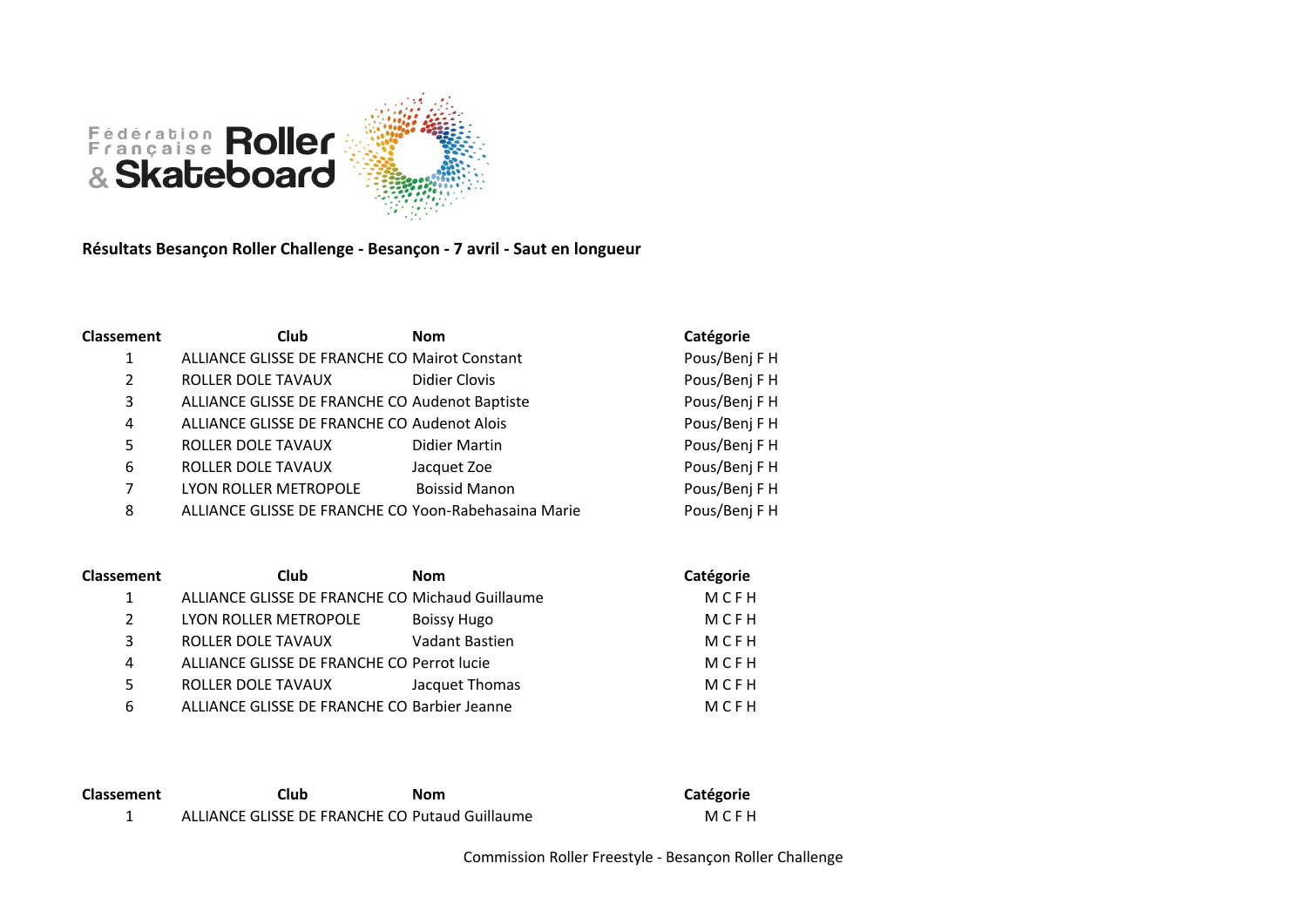Fédération Française Roller & Skateboard

**Résultats Besançon Roller Challenge - Besançon - 7 avril - Saut en longueur**

| Classement | Club | Nom | Catégorie |
|---|---|---|---|
| 1 | ALLIANCE GLISSE DE FRANCHE CO | Mairot Constant | Pous/Benj F H |
| 2 | ROLLER DOLE TAVAUX | Didier Clovis | Pous/Benj F H |
| 3 | ALLIANCE GLISSE DE FRANCHE CO | Audenot Baptiste | Pous/Benj F H |
| 4 | ALLIANCE GLISSE DE FRANCHE CO | Audenot Alois | Pous/Benj F H |
| 5 | ROLLER DOLE TAVAUX | Didier Martin | Pous/Benj F H |
| 6 | ROLLER DOLE TAVAUX | Jacquet Zoe | Pous/Benj F H |
| 7 | LYON ROLLER METROPOLE | Boissid Manon | Pous/Benj F H |
| 8 | ALLIANCE GLISSE DE FRANCHE CO | Yoon-Rabehasaina Marie | Pous/Benj F H |

| Classement | Club | Nom | Catégorie |
|---|---|---|---|
| 1 | ALLIANCE GLISSE DE FRANCHE CO | Michaud Guillaume | M C F H |
| 2 | LYON ROLLER METROPOLE | Boissy Hugo | M C F H |
| 3 | ROLLER DOLE TAVAUX | Vadant Bastien | M C F H |
| 4 | ALLIANCE GLISSE DE FRANCHE CO | Perrot lucie | M C F H |
| 5 | ROLLER DOLE TAVAUX | Jacquet Thomas | M C F H |
| 6 | ALLIANCE GLISSE DE FRANCHE CO | Barbier Jeanne | M C F H |

| Classement | Club | Nom | Catégorie |
|---|---|---|---|
| 1 | ALLIANCE GLISSE DE FRANCHE CO | Putaud Guillaume | M C F H |

Commission Roller Freestyle - Besançon Roller Challenge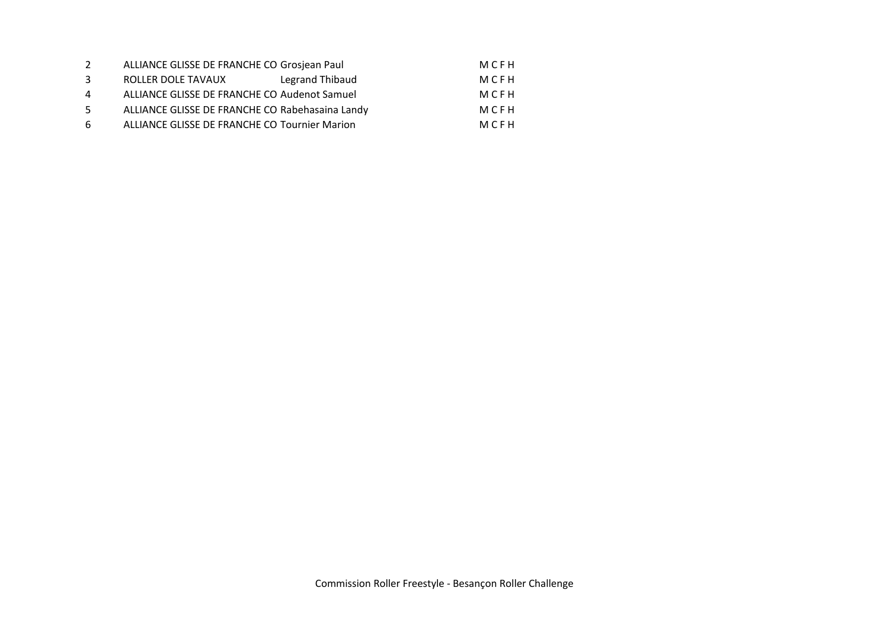| | | | |
|---|---|---|---|
| 2 | ALLIANCE GLISSE DE FRANCHE CO | Grosjean Paul | M C F H |
| 3 | ROLLER DOLE TAVAUX | Legrand Thibaud | M C F H |
| 4 | ALLIANCE GLISSE DE FRANCHE CO | Audenot Samuel | M C F H |
| 5 | ALLIANCE GLISSE DE FRANCHE CO | Rabehasaina Landy | M C F H |
| 6 | ALLIANCE GLISSE DE FRANCHE CO | Tournier Marion | M C F H |